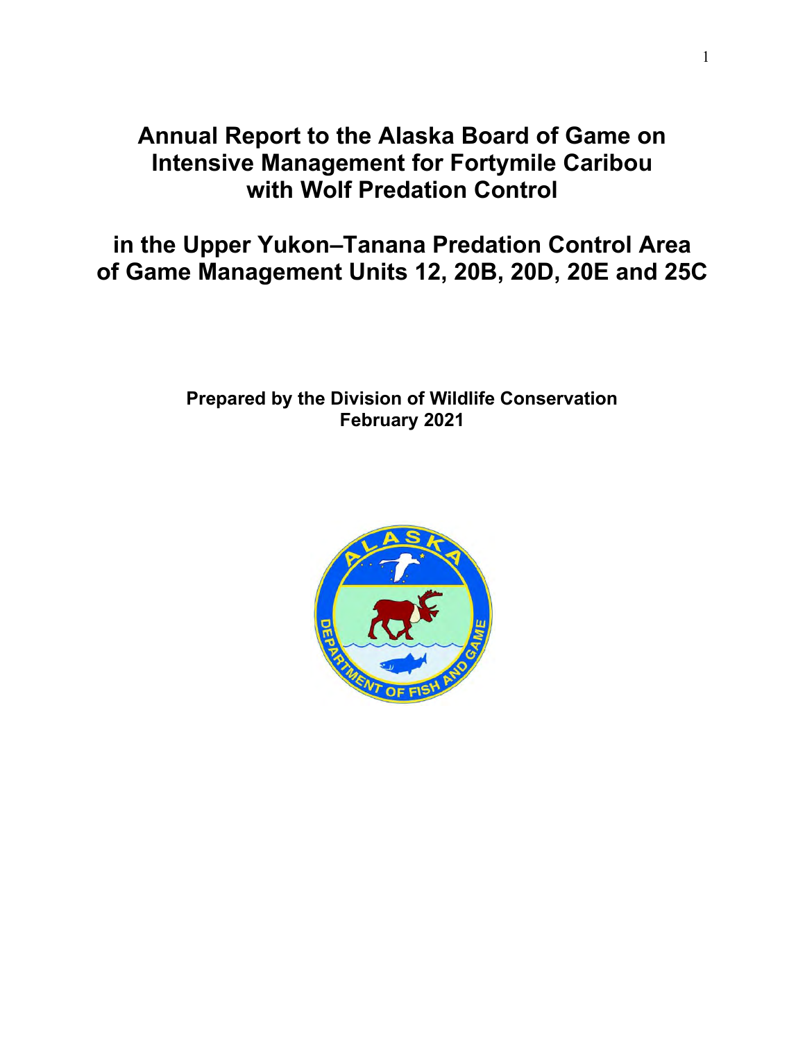# Annual Report to the Alaska Board of Game on Intensive Management for Fortymile Caribou with Wolf Predation Control

# in the Upper Yukon–Tanana Predation Control Area of Game Management Units 12, 20B, 20D, 20E and 25C

**Prepared by the Division of Wildlife Conservation**
**February 2021**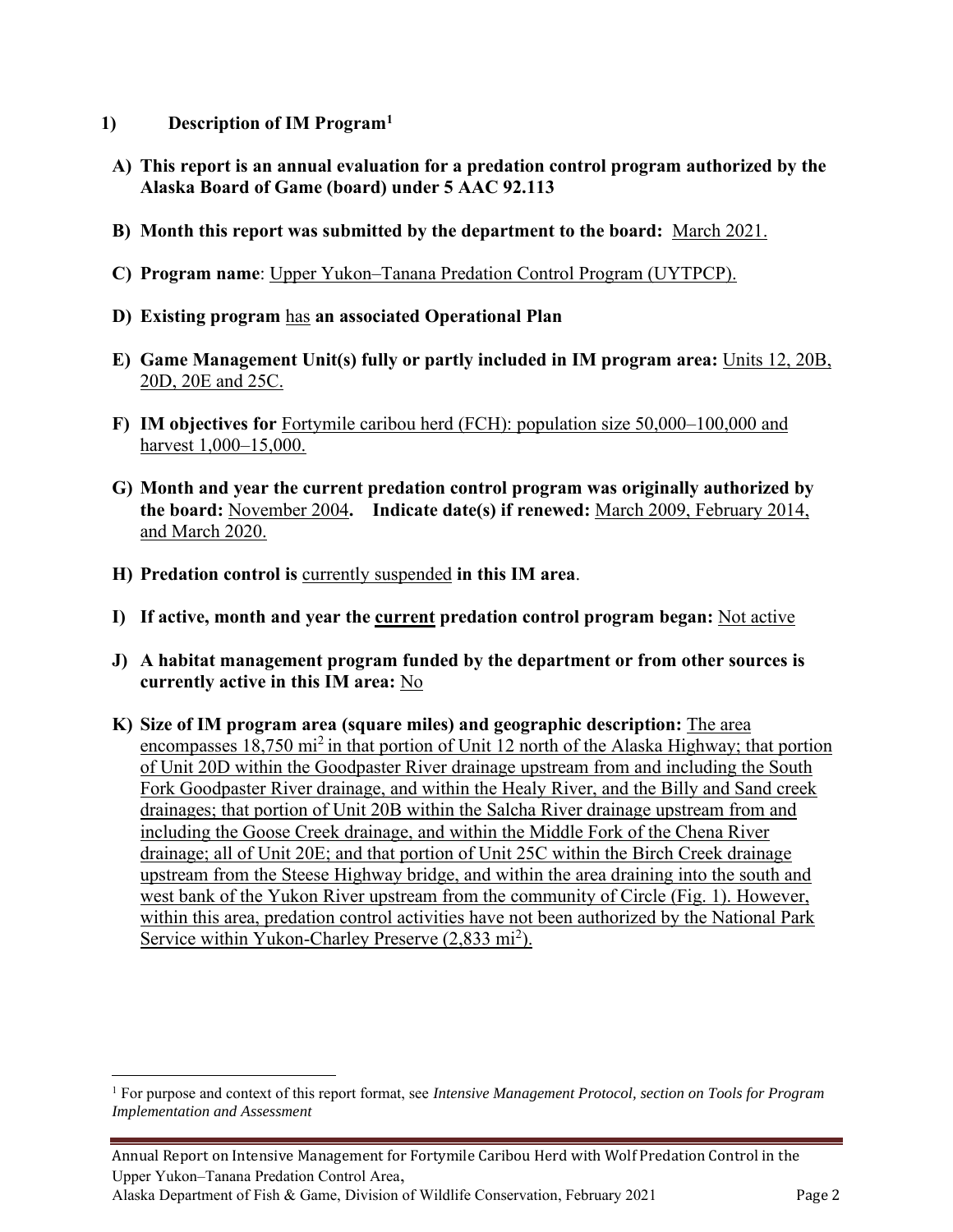## 1) Description of IM Program[1]

**A) This report is an annual evaluation for a predation control program authorized by the Alaska Board of Game (board) under 5 AAC 92.113**

**B) Month this report was submitted by the department to the board:** March 2021.

**C) Program name**: Upper Yukon–Tanana Predation Control Program (UYTPCP).

**D) Existing program** has **an associated Operational Plan**

**E) Game Management Unit(s) fully or partly included in IM program area:** Units 12, 20B, 20D, 20E and 25C.

**F) IM objectives for** Fortymile caribou herd (FCH): population size 50,000–100,000 and harvest 1,000–15,000.

**G) Month and year the current predation control program was originally authorized by the board:** November 2004**. Indicate date(s) if renewed:** March 2009, February 2014, and March 2020.

**H) Predation control is** currently suspended **in this IM area**.

**I) If active, month and year the current predation control program began:** Not active

**J) A habitat management program funded by the department or from other sources is currently active in this IM area:** No

**K) Size of IM program area (square miles) and geographic description:** The area encompasses 18,750 $mi^2$ in that portion of Unit 12 north of the Alaska Highway; that portion of Unit 20D within the Goodpaster River drainage upstream from and including the South Fork Goodpaster River drainage, and within the Healy River, and the Billy and Sand creek drainages; that portion of Unit 20B within the Salcha River drainage upstream from and including the Goose Creek drainage, and within the Middle Fork of the Chena River drainage; all of Unit 20E; and that portion of Unit 25C within the Birch Creek drainage upstream from the Steese Highway bridge, and within the area draining into the south and west bank of the Yukon River upstream from the community of Circle (Fig. 1). However, within this area, predation control activities have not been authorized by the National Park Service within Yukon-Charley Preserve (2,833 $mi^2$).

---

[1] For purpose and context of this report format, see *Intensive Management Protocol, section on Tools for Program Implementation and Assessment*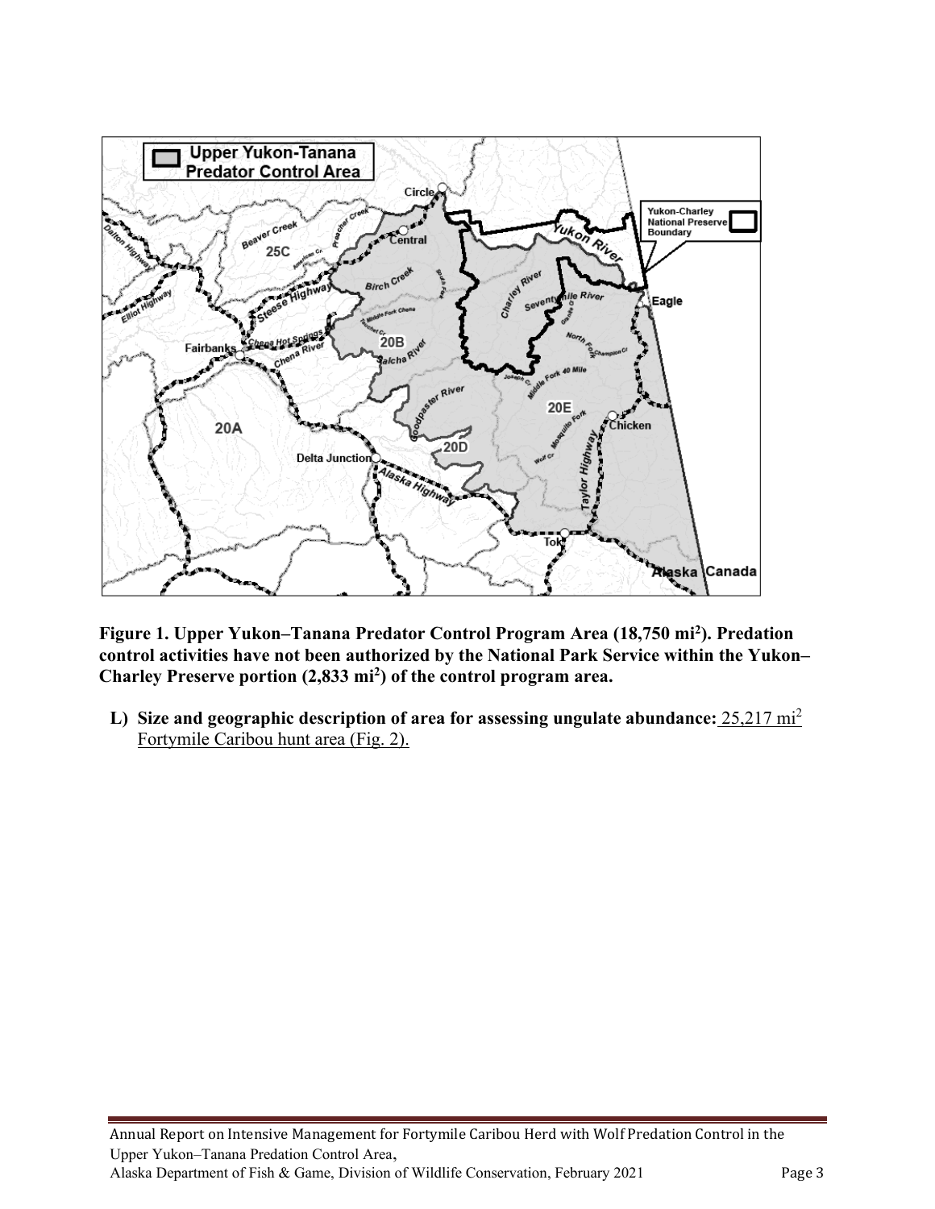**Figure 1. Upper Yukon–Tanana Predator Control Program Area (18,750 mi²). Predation control activities have not been authorized by the National Park Service within the Yukon–Charley Preserve portion (2,833 mi²) of the control program area.**

**L) Size and geographic description of area for assessing ungulate abundance:** 25,217 mi² Fortymile Caribou hunt area (Fig. 2).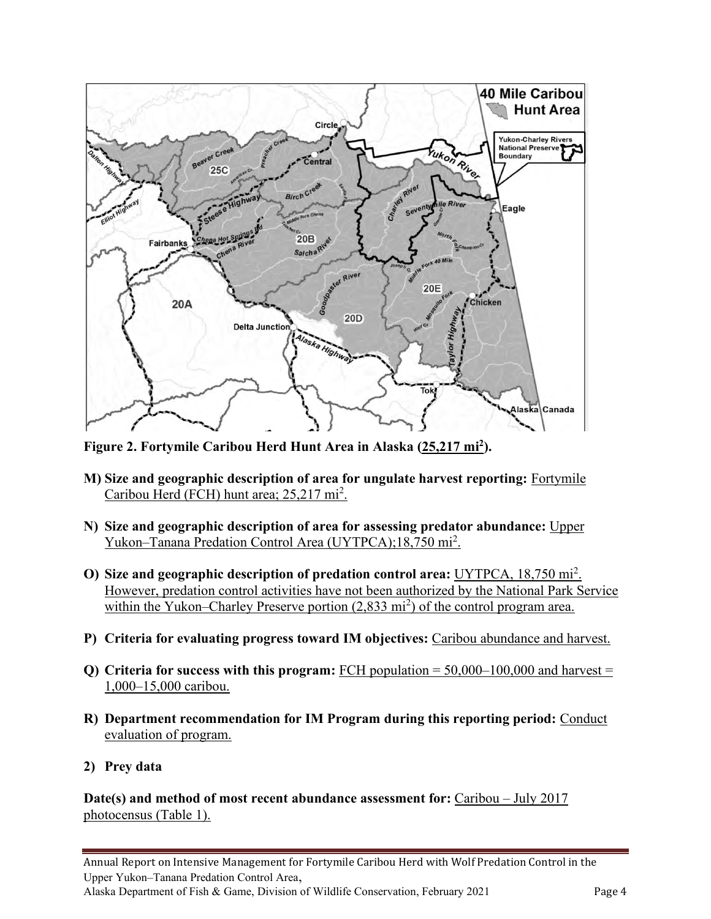**Figure 2. Fortymile Caribou Herd Hunt Area in Alaska (25,217 mi$^2$).**

**M) Size and geographic description of area for ungulate harvest reporting:** Fortymile Caribou Herd (FCH) hunt area; 25,217 mi$^2$.

**N) Size and geographic description of area for assessing predator abundance:** Upper Yukon–Tanana Predation Control Area (UYTPCA);18,750 mi$^2$.

**O) Size and geographic description of predation control area:** UYTPCA, 18,750 mi$^2$. However, predation control activities have not been authorized by the National Park Service within the Yukon–Charley Preserve portion (2,833 mi$^2$) of the control program area.

**P) Criteria for evaluating progress toward IM objectives:** Caribou abundance and harvest.

**Q) Criteria for success with this program:** FCH population = 50,000–100,000 and harvest = 1,000–15,000 caribou.

**R) Department recommendation for IM Program during this reporting period:** Conduct evaluation of program.

**2) Prey data**

**Date(s) and method of most recent abundance assessment for:** Caribou – July 2017 photocensus (Table 1).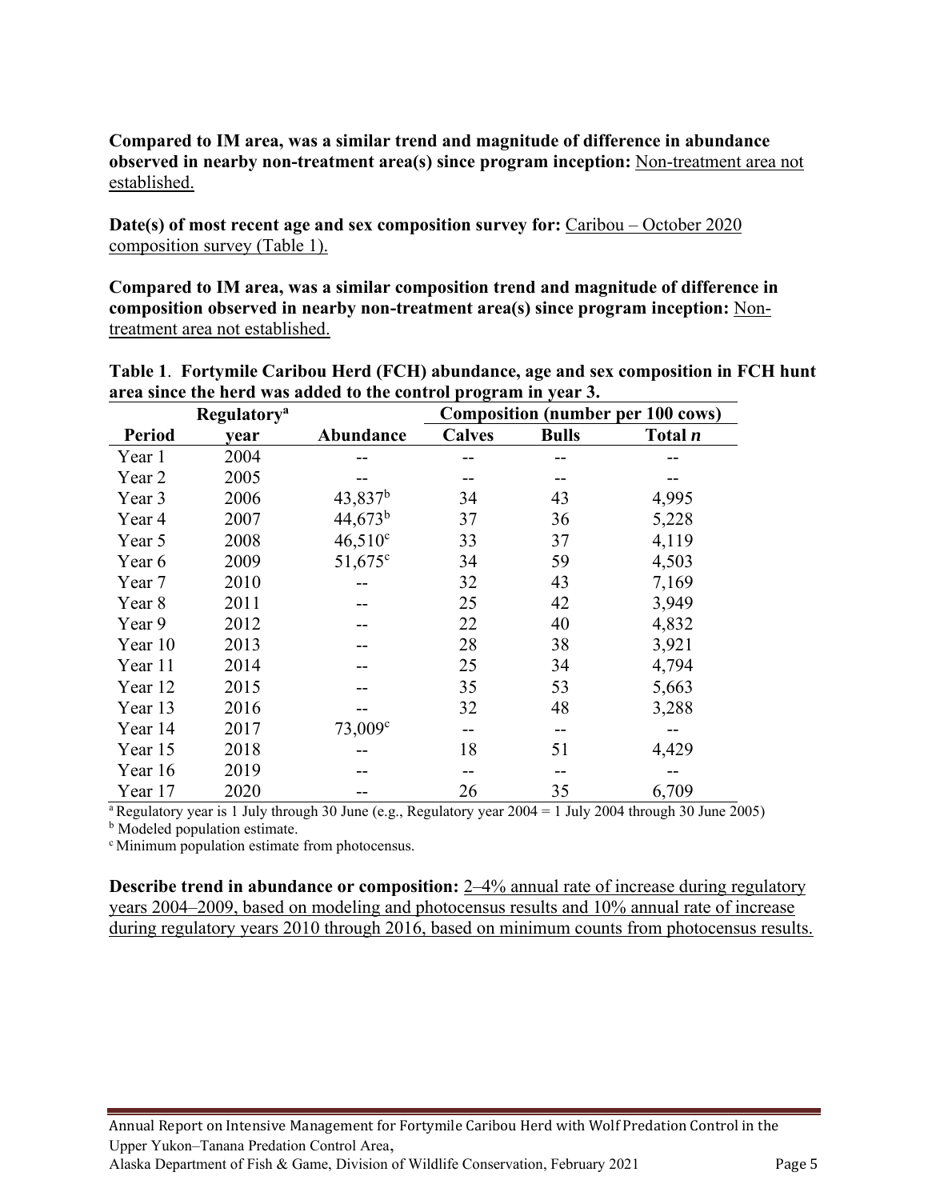**Compared to IM area, was a similar trend and magnitude of difference in abundance observed in nearby non-treatment area(s) since program inception:** Non-treatment area not established.

**Date(s) of most recent age and sex composition survey for:** Caribou – October 2020 composition survey (Table 1).

**Compared to IM area, was a similar composition trend and magnitude of difference in composition observed in nearby non-treatment area(s) since program inception:** Non-treatment area not established.

**Table 1**. **Fortymile Caribou Herd (FCH) abundance, age and sex composition in FCH hunt area since the herd was added to the control program in year 3.**

| Period | Regulatory[a] year | Abundance | Composition (number per 100 cows) Calves | Bulls | Total *n* |
|---|---|---|---|---|---|
| Year 1 | 2004 | -- | -- | -- | -- |
| Year 2 | 2005 | -- | -- | -- | -- |
| Year 3 | 2006 | 43,837[b] | 34 | 43 | 4,995 |
| Year 4 | 2007 | 44,673[b] | 37 | 36 | 5,228 |
| Year 5 | 2008 | 46,510[c] | 33 | 37 | 4,119 |
| Year 6 | 2009 | 51,675[c] | 34 | 59 | 4,503 |
| Year 7 | 2010 | -- | 32 | 43 | 7,169 |
| Year 8 | 2011 | -- | 25 | 42 | 3,949 |
| Year 9 | 2012 | -- | 22 | 40 | 4,832 |
| Year 10 | 2013 | -- | 28 | 38 | 3,921 |
| Year 11 | 2014 | -- | 25 | 34 | 4,794 |
| Year 12 | 2015 | -- | 35 | 53 | 5,663 |
| Year 13 | 2016 | -- | 32 | 48 | 3,288 |
| Year 14 | 2017 | 73,009[c] | -- | -- | -- |
| Year 15 | 2018 | -- | 18 | 51 | 4,429 |
| Year 16 | 2019 | -- | -- | -- | -- |
| Year 17 | 2020 | -- | 26 | 35 | 6,709 |

[a] Regulatory year is 1 July through 30 June (e.g., Regulatory year 2004 = 1 July 2004 through 30 June 2005)
[b] Modeled population estimate.
[c] Minimum population estimate from photocensus.

**Describe trend in abundance or composition:** 2–4% annual rate of increase during regulatory years 2004–2009, based on modeling and photocensus results and 10% annual rate of increase during regulatory years 2010 through 2016, based on minimum counts from photocensus results.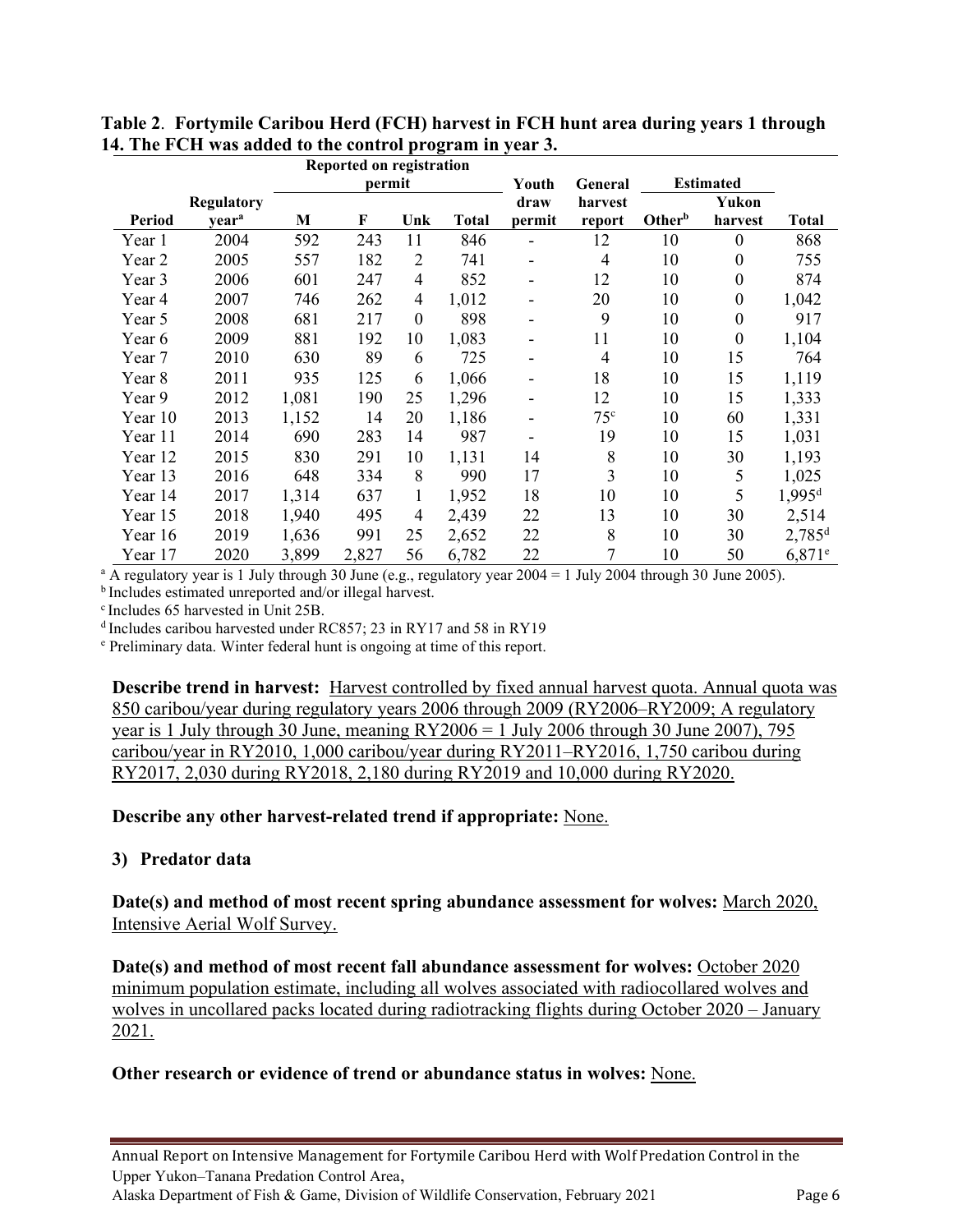**Table 2**. **Fortymile Caribou Herd (FCH) harvest in FCH hunt area during years 1 through 14. The FCH was added to the control program in year 3.**

| Period | Regulatory year[a] | Reported on registration permit | | | | Youth draw permit | General harvest report | Estimated | | Total |
|---|---|---|---|---|---|---|---|---|---|---|
| | | M | F | Unk | Total | | | Other[b] | Yukon harvest | |
| Year 1 | 2004 | 592 | 243 | 11 | 846 | - | 12 | 10 | 0 | 868 |
| Year 2 | 2005 | 557 | 182 | 2 | 741 | - | 4 | 10 | 0 | 755 |
| Year 3 | 2006 | 601 | 247 | 4 | 852 | - | 12 | 10 | 0 | 874 |
| Year 4 | 2007 | 746 | 262 | 4 | 1,012 | - | 20 | 10 | 0 | 1,042 |
| Year 5 | 2008 | 681 | 217 | 0 | 898 | - | 9 | 10 | 0 | 917 |
| Year 6 | 2009 | 881 | 192 | 10 | 1,083 | - | 11 | 10 | 0 | 1,104 |
| Year 7 | 2010 | 630 | 89 | 6 | 725 | - | 4 | 10 | 15 | 764 |
| Year 8 | 2011 | 935 | 125 | 6 | 1,066 | - | 18 | 10 | 15 | 1,119 |
| Year 9 | 2012 | 1,081 | 190 | 25 | 1,296 | - | 12 | 10 | 15 | 1,333 |
| Year 10 | 2013 | 1,152 | 14 | 20 | 1,186 | - | 75[c] | 10 | 60 | 1,331 |
| Year 11 | 2014 | 690 | 283 | 14 | 987 | - | 19 | 10 | 15 | 1,031 |
| Year 12 | 2015 | 830 | 291 | 10 | 1,131 | 14 | 8 | 10 | 30 | 1,193 |
| Year 13 | 2016 | 648 | 334 | 8 | 990 | 17 | 3 | 10 | 5 | 1,025 |
| Year 14 | 2017 | 1,314 | 637 | 1 | 1,952 | 18 | 10 | 10 | 5 | 1,995[d] |
| Year 15 | 2018 | 1,940 | 495 | 4 | 2,439 | 22 | 13 | 10 | 30 | 2,514 |
| Year 16 | 2019 | 1,636 | 991 | 25 | 2,652 | 22 | 8 | 10 | 30 | 2,785[d] |
| Year 17 | 2020 | 3,899 | 2,827 | 56 | 6,782 | 22 | 7 | 10 | 50 | 6,871[e] |

[a] A regulatory year is 1 July through 30 June (e.g., regulatory year 2004 = 1 July 2004 through 30 June 2005).
[b] Includes estimated unreported and/or illegal harvest.
[c] Includes 65 harvested in Unit 25B.
[d] Includes caribou harvested under RC857; 23 in RY17 and 58 in RY19
[e] Preliminary data. Winter federal hunt is ongoing at time of this report.

**Describe trend in harvest:** Harvest controlled by fixed annual harvest quota. Annual quota was 850 caribou/year during regulatory years 2006 through 2009 (RY2006–RY2009; A regulatory year is 1 July through 30 June, meaning RY2006 = 1 July 2006 through 30 June 2007), 795 caribou/year in RY2010, 1,000 caribou/year during RY2011–RY2016, 1,750 caribou during RY2017, 2,030 during RY2018, 2,180 during RY2019 and 10,000 during RY2020.

**Describe any other harvest-related trend if appropriate:** None.

### 3) Predator data

**Date(s) and method of most recent spring abundance assessment for wolves:** March 2020, Intensive Aerial Wolf Survey.

**Date(s) and method of most recent fall abundance assessment for wolves:** October 2020 minimum population estimate, including all wolves associated with radiocollared wolves and wolves in uncollared packs located during radiotracking flights during October 2020 – January 2021.

**Other research or evidence of trend or abundance status in wolves:** None.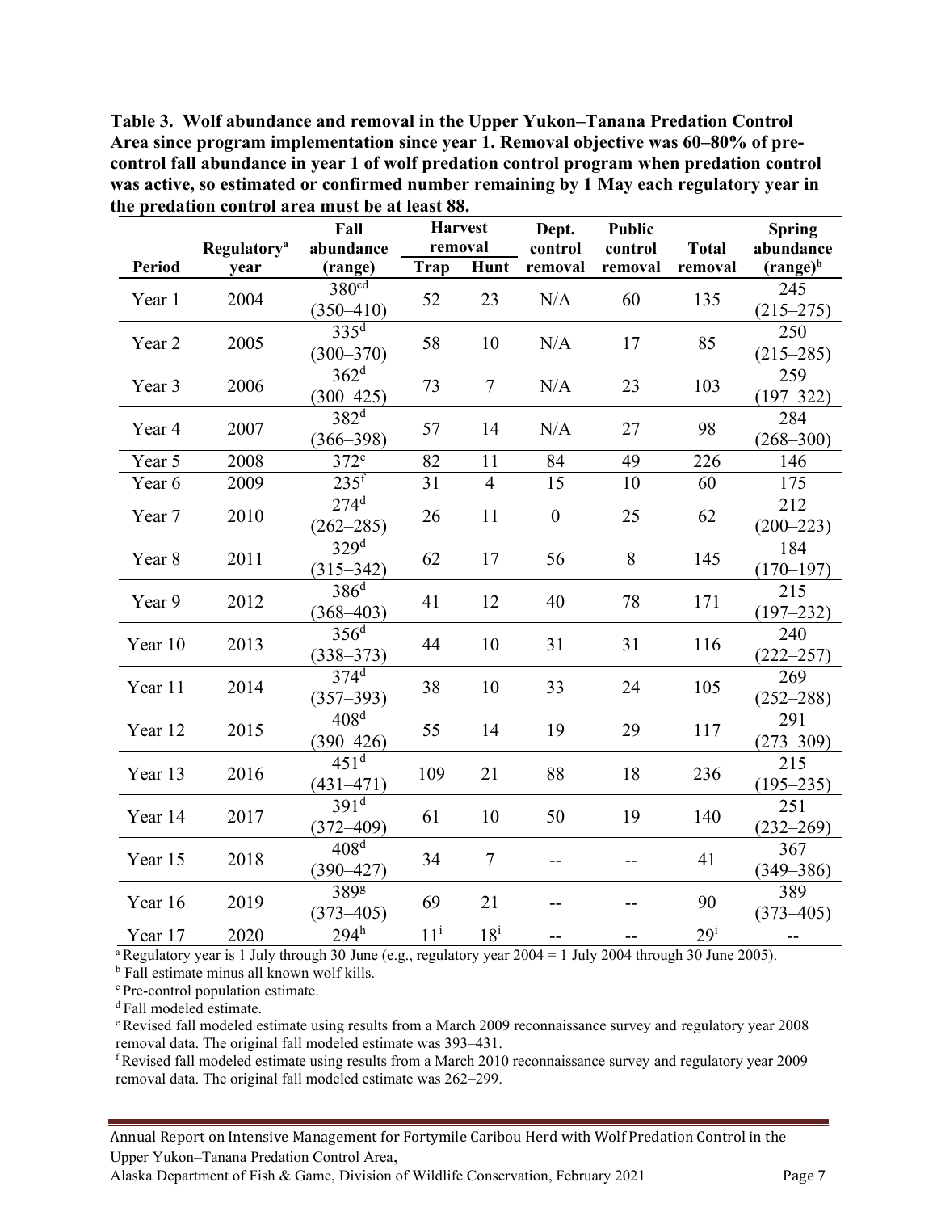**Table 3. Wolf abundance and removal in the Upper Yukon–Tanana Predation Control Area since program implementation since year 1. Removal objective was 60–80% of pre-control fall abundance in year 1 of wolf predation control program when predation control was active, so estimated or confirmed number remaining by 1 May each regulatory year in the predation control area must be at least 88.**

| Period | Regulatory year[a] | Fall abundance (range) | Harvest removal | | Dept. control removal | Public control removal | Total removal | Spring abundance (range)[b] |
|---|---|---|---|---|---|---|---|---|
| | | | Trap | Hunt | | | | |
| Year 1 | 2004 | 380[cd] (350–410) | 52 | 23 | N/A | 60 | 135 | 245 (215–275) |
| Year 2 | 2005 | 335[d] (300–370) | 58 | 10 | N/A | 17 | 85 | 250 (215–285) |
| Year 3 | 2006 | 362[d] (300–425) | 73 | 7 | N/A | 23 | 103 | 259 (197–322) |
| Year 4 | 2007 | 382[d] (366–398) | 57 | 14 | N/A | 27 | 98 | 284 (268–300) |
| Year 5 | 2008 | 372[e] | 82 | 11 | 84 | 49 | 226 | 146 |
| Year 6 | 2009 | 235[f] | 31 | 4 | 15 | 10 | 60 | 175 |
| Year 7 | 2010 | 274[d] (262–285) | 26 | 11 | 0 | 25 | 62 | 212 (200–223) |
| Year 8 | 2011 | 329[d] (315–342) | 62 | 17 | 56 | 8 | 145 | 184 (170–197) |
| Year 9 | 2012 | 386[d] (368–403) | 41 | 12 | 40 | 78 | 171 | 215 (197–232) |
| Year 10 | 2013 | 356[d] (338–373) | 44 | 10 | 31 | 31 | 116 | 240 (222–257) |
| Year 11 | 2014 | 374[d] (357–393) | 38 | 10 | 33 | 24 | 105 | 269 (252–288) |
| Year 12 | 2015 | 408[d] (390–426) | 55 | 14 | 19 | 29 | 117 | 291 (273–309) |
| Year 13 | 2016 | 451[d] (431–471) | 109 | 21 | 88 | 18 | 236 | 215 (195–235) |
| Year 14 | 2017 | 391[d] (372–409) | 61 | 10 | 50 | 19 | 140 | 251 (232–269) |
| Year 15 | 2018 | 408[d] (390–427) | 34 | 7 | -- | -- | 41 | 367 (349–386) |
| Year 16 | 2019 | 389[g] (373–405) | 69 | 21 | -- | -- | 90 | 389 (373–405) |
| Year 17 | 2020 | 294[h] | 11[i] | 18[i] | -- | -- | 29[i] | -- |

[a] Regulatory year is 1 July through 30 June (e.g., regulatory year 2004 = 1 July 2004 through 30 June 2005).

[b] Fall estimate minus all known wolf kills.

[c] Pre-control population estimate.

[d] Fall modeled estimate.

[e] Revised fall modeled estimate using results from a March 2009 reconnaissance survey and regulatory year 2008 removal data. The original fall modeled estimate was 393–431.

[f] Revised fall modeled estimate using results from a March 2010 reconnaissance survey and regulatory year 2009 removal data. The original fall modeled estimate was 262–299.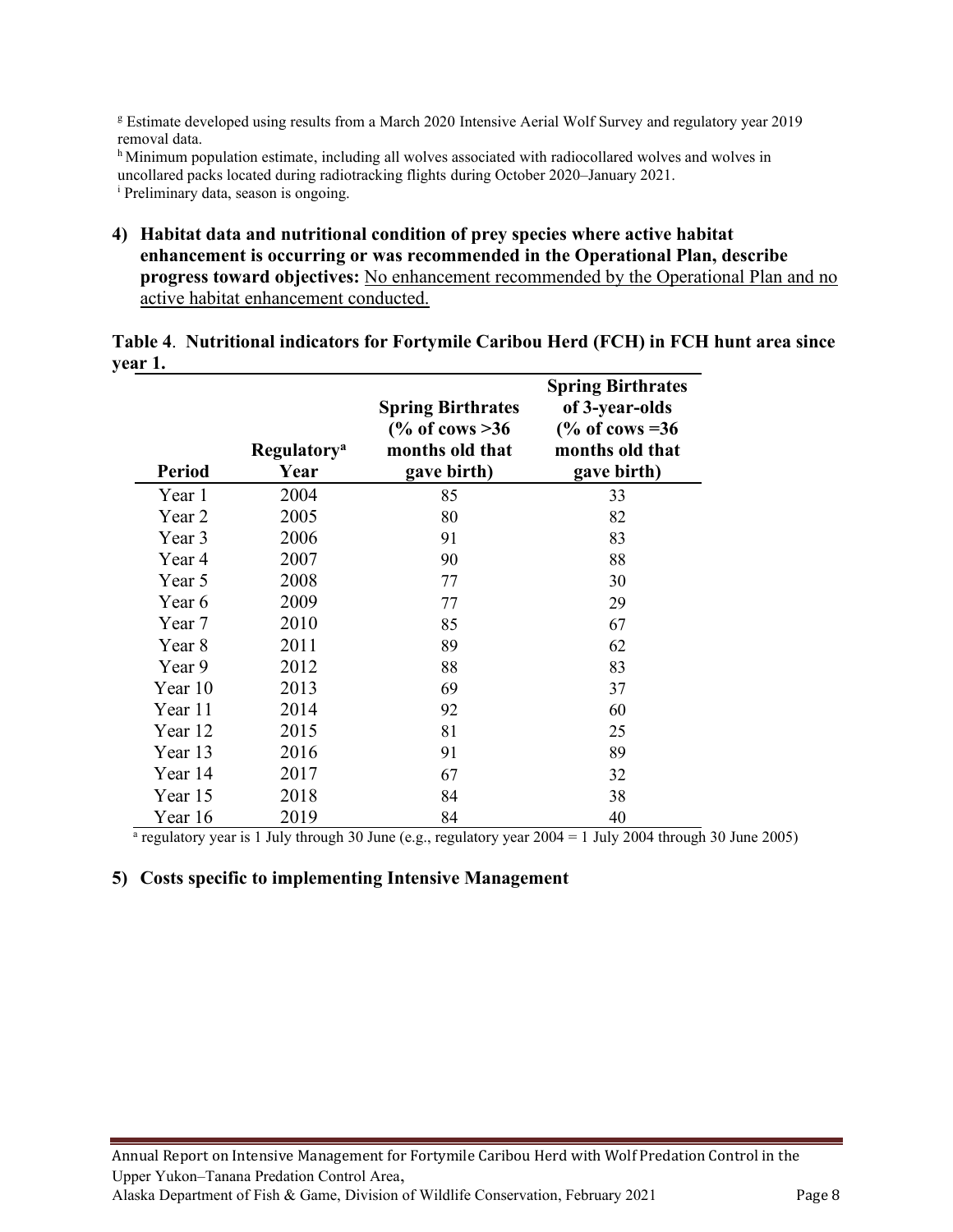[g] Estimate developed using results from a March 2020 Intensive Aerial Wolf Survey and regulatory year 2019 removal data.
[h] Minimum population estimate, including all wolves associated with radiocollared wolves and wolves in uncollared packs located during radiotracking flights during October 2020–January 2021.
[i] Preliminary data, season is ongoing.

**4) Habitat data and nutritional condition of prey species where active habitat enhancement is occurring or was recommended in the Operational Plan, describe progress toward objectives:** No enhancement recommended by the Operational Plan and no active habitat enhancement conducted.

**Table 4**. **Nutritional indicators for Fortymile Caribou Herd (FCH) in FCH hunt area since year 1.**

| Period | Regulatory[a] Year | Spring Birthrates (% of cows >36 months old that gave birth) | Spring Birthrates of 3-year-olds (% of cows =36 months old that gave birth) |
|---|---|---|---|
| Year 1 | 2004 | 85 | 33 |
| Year 2 | 2005 | 80 | 82 |
| Year 3 | 2006 | 91 | 83 |
| Year 4 | 2007 | 90 | 88 |
| Year 5 | 2008 | 77 | 30 |
| Year 6 | 2009 | 77 | 29 |
| Year 7 | 2010 | 85 | 67 |
| Year 8 | 2011 | 89 | 62 |
| Year 9 | 2012 | 88 | 83 |
| Year 10 | 2013 | 69 | 37 |
| Year 11 | 2014 | 92 | 60 |
| Year 12 | 2015 | 81 | 25 |
| Year 13 | 2016 | 91 | 89 |
| Year 14 | 2017 | 67 | 32 |
| Year 15 | 2018 | 84 | 38 |
| Year 16 | 2019 | 84 | 40 |

[a] regulatory year is 1 July through 30 June (e.g., regulatory year 2004 = 1 July 2004 through 30 June 2005)

**5) Costs specific to implementing Intensive Management**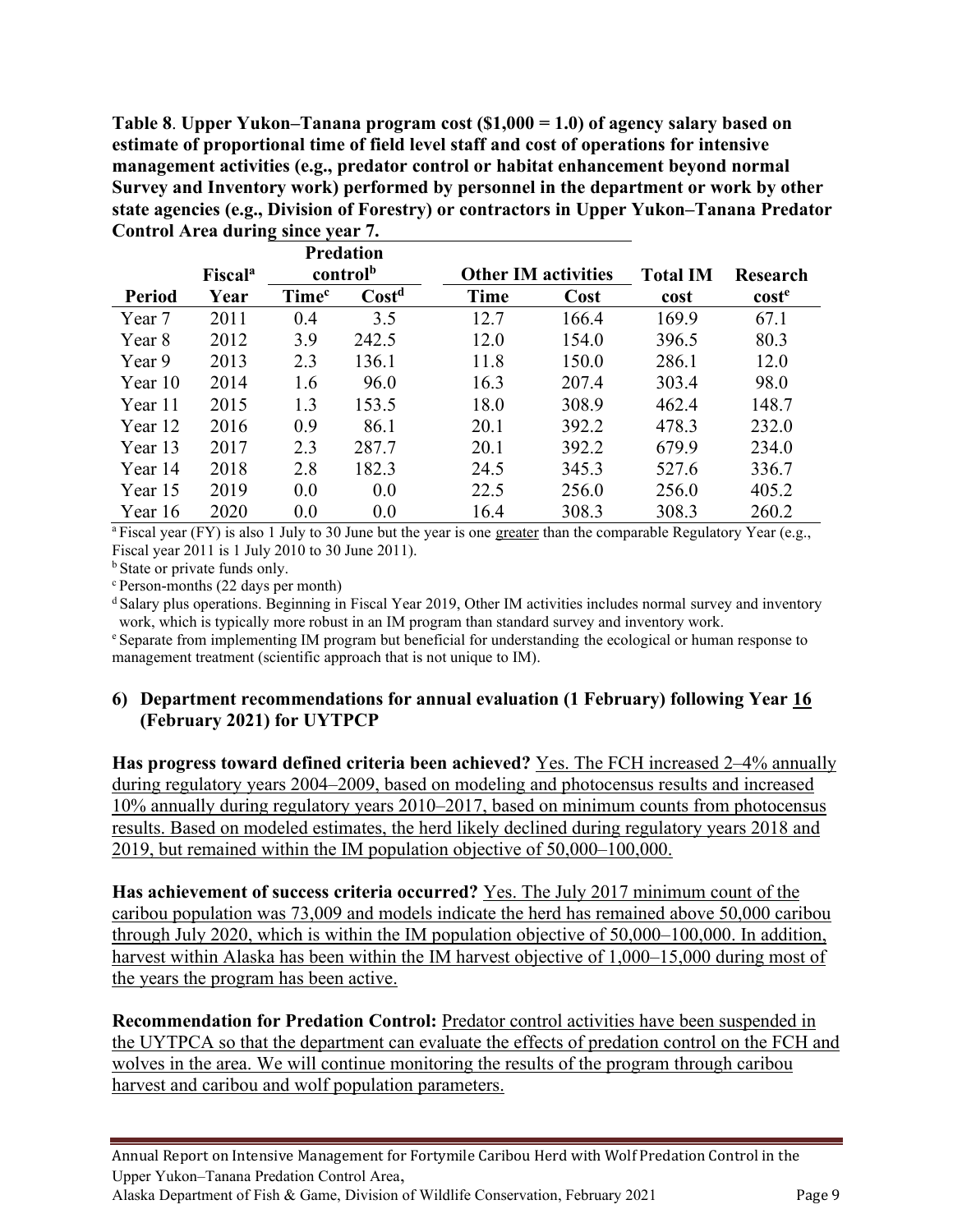**Table 8**. **Upper Yukon–Tanana program cost ($1,000 = 1.0) of agency salary based on estimate of proportional time of field level staff and cost of operations for intensive management activities (e.g., predator control or habitat enhancement beyond normal Survey and Inventory work) performed by personnel in the department or work by other state agencies (e.g., Division of Forestry) or contractors in Upper Yukon–Tanana Predator Control Area during since year 7.**

| | Fiscal[a] | Predation control[b] | | Other IM activities | | Total IM | Research |
|---|---|---|---|---|---|---|---|
| Period | Year | Time[c] | Cost[d] | Time | Cost | cost | cost[e] |
| Year 7 | 2011 | 0.4 | 3.5 | 12.7 | 166.4 | 169.9 | 67.1 |
| Year 8 | 2012 | 3.9 | 242.5 | 12.0 | 154.0 | 396.5 | 80.3 |
| Year 9 | 2013 | 2.3 | 136.1 | 11.8 | 150.0 | 286.1 | 12.0 |
| Year 10 | 2014 | 1.6 | 96.0 | 16.3 | 207.4 | 303.4 | 98.0 |
| Year 11 | 2015 | 1.3 | 153.5 | 18.0 | 308.9 | 462.4 | 148.7 |
| Year 12 | 2016 | 0.9 | 86.1 | 20.1 | 392.2 | 478.3 | 232.0 |
| Year 13 | 2017 | 2.3 | 287.7 | 20.1 | 392.2 | 679.9 | 234.0 |
| Year 14 | 2018 | 2.8 | 182.3 | 24.5 | 345.3 | 527.6 | 336.7 |
| Year 15 | 2019 | 0.0 | 0.0 | 22.5 | 256.0 | 256.0 | 405.2 |
| Year 16 | 2020 | 0.0 | 0.0 | 16.4 | 308.3 | 308.3 | 260.2 |

[a] Fiscal year (FY) is also 1 July to 30 June but the year is one greater than the comparable Regulatory Year (e.g., Fiscal year 2011 is 1 July 2010 to 30 June 2011).

[b] State or private funds only.

[c] Person-months (22 days per month)

[d] Salary plus operations. Beginning in Fiscal Year 2019, Other IM activities includes normal survey and inventory work, which is typically more robust in an IM program than standard survey and inventory work.

[e] Separate from implementing IM program but beneficial for understanding the ecological or human response to management treatment (scientific approach that is not unique to IM).

### 6) Department recommendations for annual evaluation (1 February) following Year 16 (February 2021) for UYTPCP

**Has progress toward defined criteria been achieved?** Yes. The FCH increased 2–4% annually during regulatory years 2004–2009, based on modeling and photocensus results and increased 10% annually during regulatory years 2010–2017, based on minimum counts from photocensus results. Based on modeled estimates, the herd likely declined during regulatory years 2018 and 2019, but remained within the IM population objective of 50,000–100,000.

**Has achievement of success criteria occurred?** Yes. The July 2017 minimum count of the caribou population was 73,009 and models indicate the herd has remained above 50,000 caribou through July 2020, which is within the IM population objective of 50,000–100,000. In addition, harvest within Alaska has been within the IM harvest objective of 1,000–15,000 during most of the years the program has been active.

**Recommendation for Predation Control:** Predator control activities have been suspended in the UYTPCA so that the department can evaluate the effects of predation control on the FCH and wolves in the area. We will continue monitoring the results of the program through caribou harvest and caribou and wolf population parameters.